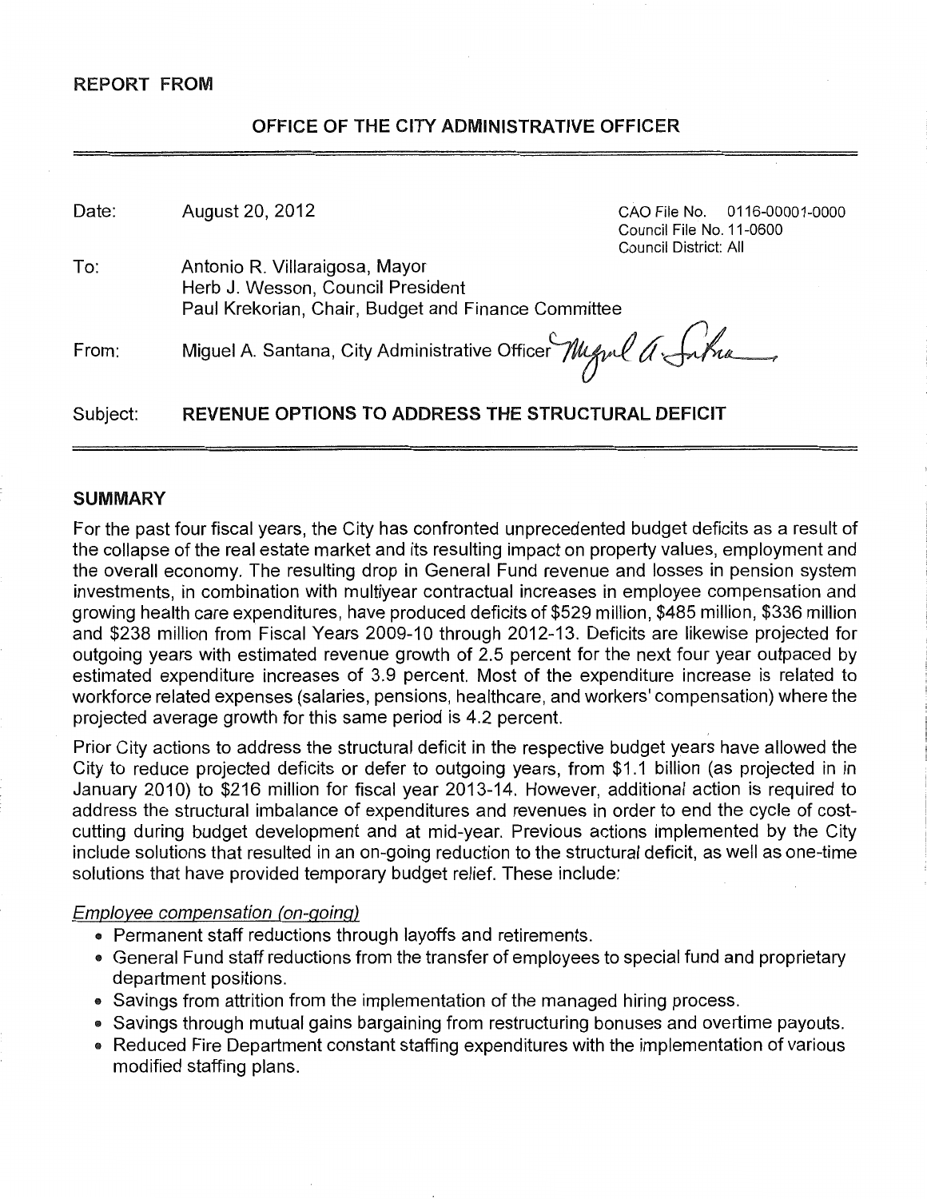## REPORT FROM

## OFFICE OF THE CITY ADMINISTRATIVE OFFICER

Date: August 20, 2012

CAO File No. 0116-00001-0000
Council File No. 11-0600
Council District: All

To: Antonio R. Villaraigosa, Mayor
Herb J. Wesson, Council President
Paul Krekorian, Chair, Budget and Finance Committee

From: Miguel A. Santana, City Administrative Officer

Subject: **REVENUE OPTIONS TO ADDRESS THE STRUCTURAL DEFICIT**

## SUMMARY

For the past four fiscal years, the City has confronted unprecedented budget deficits as a result of the collapse of the real estate market and its resulting impact on property values, employment and the overall economy. The resulting drop in General Fund revenue and losses in pension system investments, in combination with multiyear contractual increases in employee compensation and growing health care expenditures, have produced deficits of $529 million, $485 million, $336 million and $238 million from Fiscal Years 2009-10 through 2012-13. Deficits are likewise projected for outgoing years with estimated revenue growth of 2.5 percent for the next four year outpaced by estimated expenditure increases of 3.9 percent. Most of the expenditure increase is related to workforce related expenses (salaries, pensions, healthcare, and workers' compensation) where the projected average growth for this same period is 4.2 percent.

Prior City actions to address the structural deficit in the respective budget years have allowed the City to reduce projected deficits or defer to outgoing years, from $1.1 billion (as projected in in January 2010) to $216 million for fiscal year 2013-14. However, additional action is required to address the structural imbalance of expenditures and revenues in order to end the cycle of cost-cutting during budget development and at mid-year. Previous actions implemented by the City include solutions that resulted in an on-going reduction to the structural deficit, as well as one-time solutions that have provided temporary budget relief. These include:

*Employee compensation (on-going)*

- Permanent staff reductions through layoffs and retirements.
- General Fund staff reductions from the transfer of employees to special fund and proprietary department positions.
- Savings from attrition from the implementation of the managed hiring process.
- Savings through mutual gains bargaining from restructuring bonuses and overtime payouts.
- Reduced Fire Department constant staffing expenditures with the implementation of various modified staffing plans.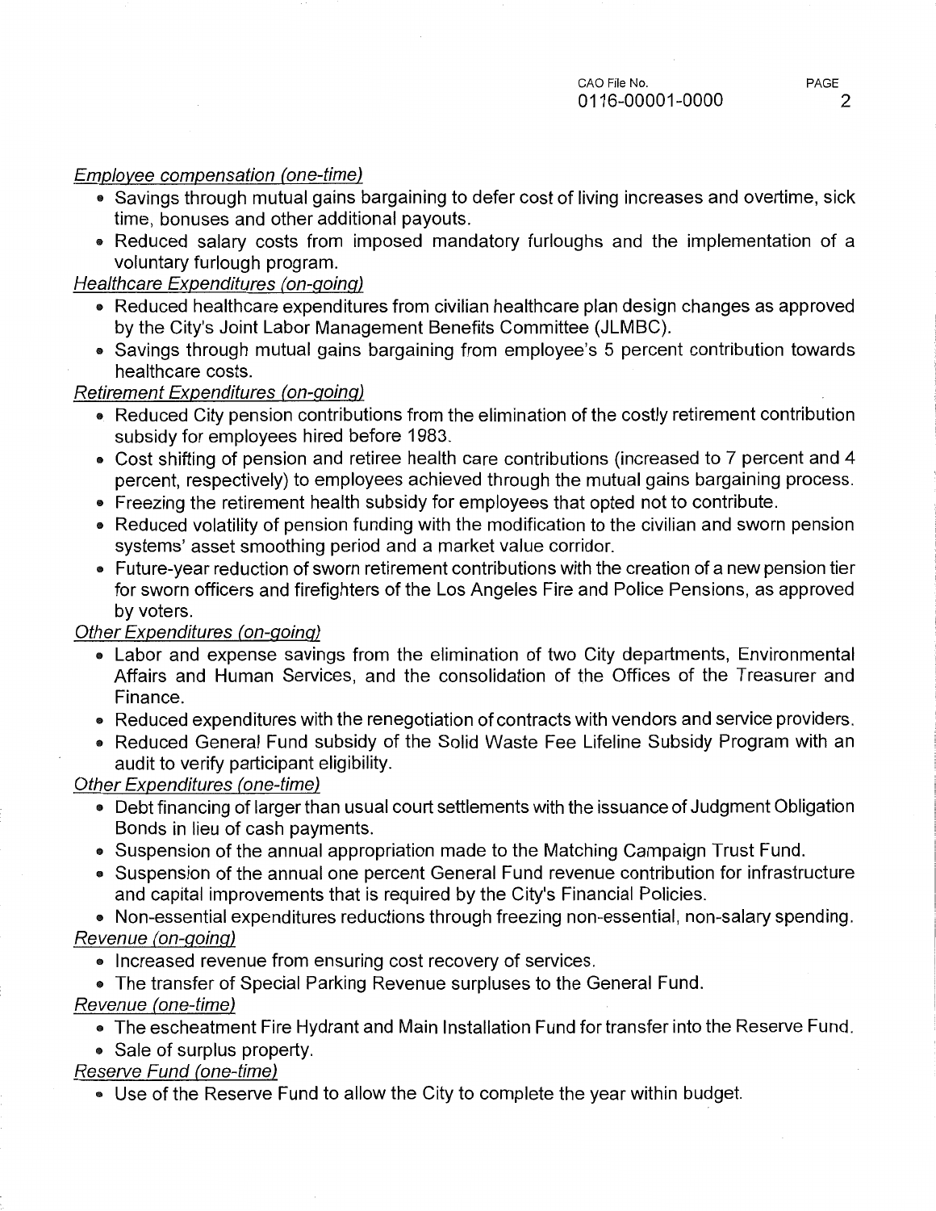*Employee compensation (one-time)*

- Savings through mutual gains bargaining to defer cost of living increases and overtime, sick time, bonuses and other additional payouts.
- Reduced salary costs from imposed mandatory furloughs and the implementation of a voluntary furlough program.

*Healthcare Expenditures (on-going)*

- Reduced healthcare expenditures from civilian healthcare plan design changes as approved by the City's Joint Labor Management Benefits Committee (JLMBC).
- Savings through mutual gains bargaining from employee's 5 percent contribution towards healthcare costs.

*Retirement Expenditures (on-going)*

- Reduced City pension contributions from the elimination of the costly retirement contribution subsidy for employees hired before 1983.
- Cost shifting of pension and retiree health care contributions (increased to 7 percent and 4 percent, respectively) to employees achieved through the mutual gains bargaining process.
- Freezing the retirement health subsidy for employees that opted not to contribute.
- Reduced volatility of pension funding with the modification to the civilian and sworn pension systems' asset smoothing period and a market value corridor.
- Future-year reduction of sworn retirement contributions with the creation of a new pension tier for sworn officers and firefighters of the Los Angeles Fire and Police Pensions, as approved by voters.

*Other Expenditures (on-going)*

- Labor and expense savings from the elimination of two City departments, Environmental Affairs and Human Services, and the consolidation of the Offices of the Treasurer and Finance.
- Reduced expenditures with the renegotiation of contracts with vendors and service providers.
- Reduced General Fund subsidy of the Solid Waste Fee Lifeline Subsidy Program with an audit to verify participant eligibility.

*Other Expenditures (one-time)*

- Debt financing of larger than usual court settlements with the issuance of Judgment Obligation Bonds in lieu of cash payments.
- Suspension of the annual appropriation made to the Matching Campaign Trust Fund.
- Suspension of the annual one percent General Fund revenue contribution for infrastructure and capital improvements that is required by the City's Financial Policies.
- Non-essential expenditures reductions through freezing non-essential, non-salary spending.

*Revenue (on-going)*

- Increased revenue from ensuring cost recovery of services.
- The transfer of Special Parking Revenue surpluses to the General Fund.

*Revenue (one-time)*

- The escheatment Fire Hydrant and Main Installation Fund for transfer into the Reserve Fund.
- Sale of surplus property.

*Reserve Fund (one-time)*

- Use of the Reserve Fund to allow the City to complete the year within budget.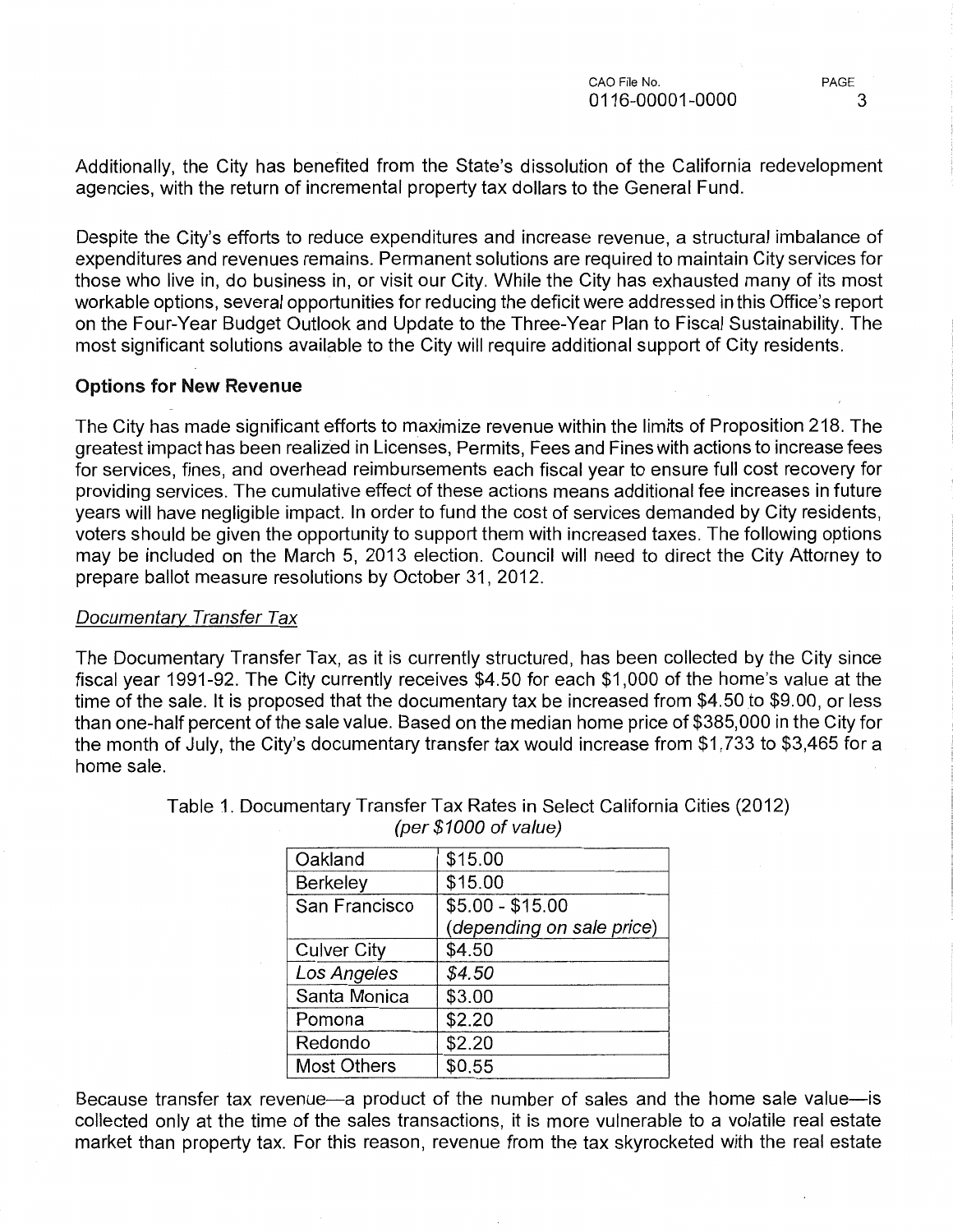Additionally, the City has benefited from the State's dissolution of the California redevelopment agencies, with the return of incremental property tax dollars to the General Fund.

Despite the City's efforts to reduce expenditures and increase revenue, a structural imbalance of expenditures and revenues remains. Permanent solutions are required to maintain City services for those who live in, do business in, or visit our City. While the City has exhausted many of its most workable options, several opportunities for reducing the deficit were addressed in this Office's report on the Four-Year Budget Outlook and Update to the Three-Year Plan to Fiscal Sustainability. The most significant solutions available to the City will require additional support of City residents.

### Options for New Revenue

The City has made significant efforts to maximize revenue within the limits of Proposition 218. The greatest impact has been realized in Licenses, Permits, Fees and Fines with actions to increase fees for services, fines, and overhead reimbursements each fiscal year to ensure full cost recovery for providing services. The cumulative effect of these actions means additional fee increases in future years will have negligible impact. In order to fund the cost of services demanded by City residents, voters should be given the opportunity to support them with increased taxes. The following options may be included on the March 5, 2013 election. Council will need to direct the City Attorney to prepare ballot measure resolutions by October 31, 2012.

#### *Documentary Transfer Tax*

The Documentary Transfer Tax, as it is currently structured, has been collected by the City since fiscal year 1991-92. The City currently receives $4.50 for each $1,000 of the home's value at the time of the sale. It is proposed that the documentary tax be increased from $4.50 to $9.00, or less than one-half percent of the sale value. Based on the median home price of $385,000 in the City for the month of July, the City's documentary transfer tax would increase from $1,733 to $3,465 for a home sale.

Table 1. Documentary Transfer Tax Rates in Select California Cities (2012)
*(per $1000 of value)*

| | |
|---|---|
| Oakland | $15.00 |
| Berkeley | $15.00 |
| San Francisco | $5.00 - $15.00 *(depending on sale price)* |
| Culver City | $4.50 |
| *Los Angeles* | *$4.50* |
| Santa Monica | $3.00 |
| Pomona | $2.20 |
| Redondo | $2.20 |
| Most Others | $0.55 |

Because transfer tax revenue—a product of the number of sales and the home sale value—is collected only at the time of the sales transactions, it is more vulnerable to a volatile real estate market than property tax. For this reason, revenue from the tax skyrocketed with the real estate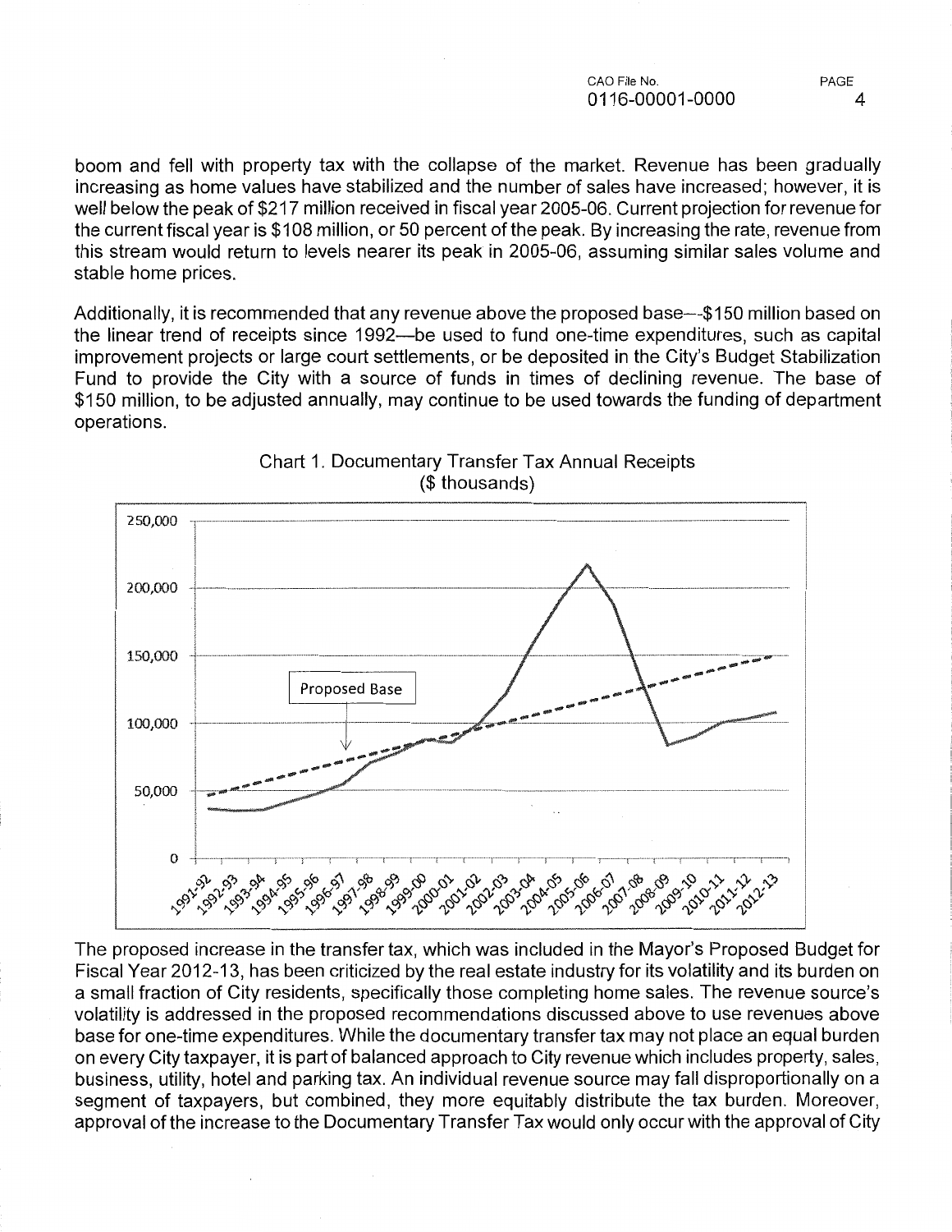boom and fell with property tax with the collapse of the market. Revenue has been gradually increasing as home values have stabilized and the number of sales have increased; however, it is well below the peak of $217 million received in fiscal year 2005-06. Current projection for revenue for the current fiscal year is $108 million, or 50 percent of the peak. By increasing the rate, revenue from this stream would return to levels nearer its peak in 2005-06, assuming similar sales volume and stable home prices.

Additionally, it is recommended that any revenue above the proposed base—$150 million based on the linear trend of receipts since 1992—be used to fund one-time expenditures, such as capital improvement projects or large court settlements, or be deposited in the City's Budget Stabilization Fund to provide the City with a source of funds in times of declining revenue. The base of $150 million, to be adjusted annually, may continue to be used towards the funding of department operations.

Chart 1. Documentary Transfer Tax Annual Receipts
($ thousands)

The proposed increase in the transfer tax, which was included in the Mayor's Proposed Budget for Fiscal Year 2012-13, has been criticized by the real estate industry for its volatility and its burden on a small fraction of City residents, specifically those completing home sales. The revenue source's volatility is addressed in the proposed recommendations discussed above to use revenues above base for one-time expenditures. While the documentary transfer tax may not place an equal burden on every City taxpayer, it is part of balanced approach to City revenue which includes property, sales, business, utility, hotel and parking tax. An individual revenue source may fall disproportionally on a segment of taxpayers, but combined, they more equitably distribute the tax burden. Moreover, approval of the increase to the Documentary Transfer Tax would only occur with the approval of City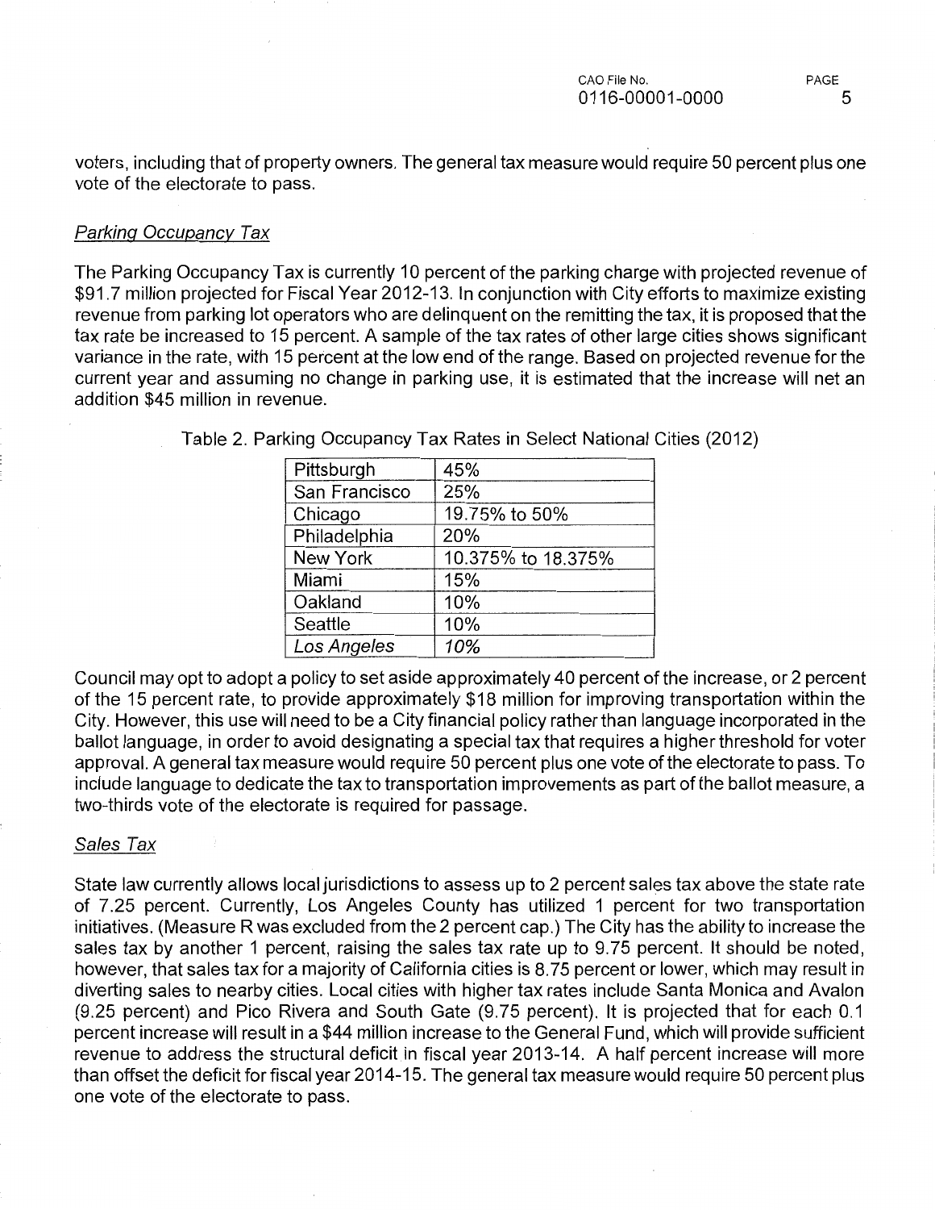voters, including that of property owners. The general tax measure would require 50 percent plus one vote of the electorate to pass.

### *Parking Occupancy Tax*

The Parking Occupancy Tax is currently 10 percent of the parking charge with projected revenue of $91.7 million projected for Fiscal Year 2012-13. In conjunction with City efforts to maximize existing revenue from parking lot operators who are delinquent on the remitting the tax, it is proposed that the tax rate be increased to 15 percent. A sample of the tax rates of other large cities shows significant variance in the rate, with 15 percent at the low end of the range. Based on projected revenue for the current year and assuming no change in parking use, it is estimated that the increase will net an addition $45 million in revenue.

Table 2. Parking Occupancy Tax Rates in Select National Cities (2012)

| City | Rate |
|---|---|
| Pittsburgh | 45% |
| San Francisco | 25% |
| Chicago | 19.75% to 50% |
| Philadelphia | 20% |
| New York | 10.375% to 18.375% |
| Miami | 15% |
| Oakland | 10% |
| Seattle | 10% |
| *Los Angeles* | *10%* |

Council may opt to adopt a policy to set aside approximately 40 percent of the increase, or 2 percent of the 15 percent rate, to provide approximately $18 million for improving transportation within the City. However, this use will need to be a City financial policy rather than language incorporated in the ballot language, in order to avoid designating a special tax that requires a higher threshold for voter approval. A general tax measure would require 50 percent plus one vote of the electorate to pass. To include language to dedicate the tax to transportation improvements as part of the ballot measure, a two-thirds vote of the electorate is required for passage.

### *Sales Tax*

State law currently allows local jurisdictions to assess up to 2 percent sales tax above the state rate of 7.25 percent. Currently, Los Angeles County has utilized 1 percent for two transportation initiatives. (Measure R was excluded from the 2 percent cap.) The City has the ability to increase the sales tax by another 1 percent, raising the sales tax rate up to 9.75 percent. It should be noted, however, that sales tax for a majority of California cities is 8.75 percent or lower, which may result in diverting sales to nearby cities. Local cities with higher tax rates include Santa Monica and Avalon (9.25 percent) and Pico Rivera and South Gate (9.75 percent). It is projected that for each 0.1 percent increase will result in a $44 million increase to the General Fund, which will provide sufficient revenue to address the structural deficit in fiscal year 2013-14. A half percent increase will more than offset the deficit for fiscal year 2014-15. The general tax measure would require 50 percent plus one vote of the electorate to pass.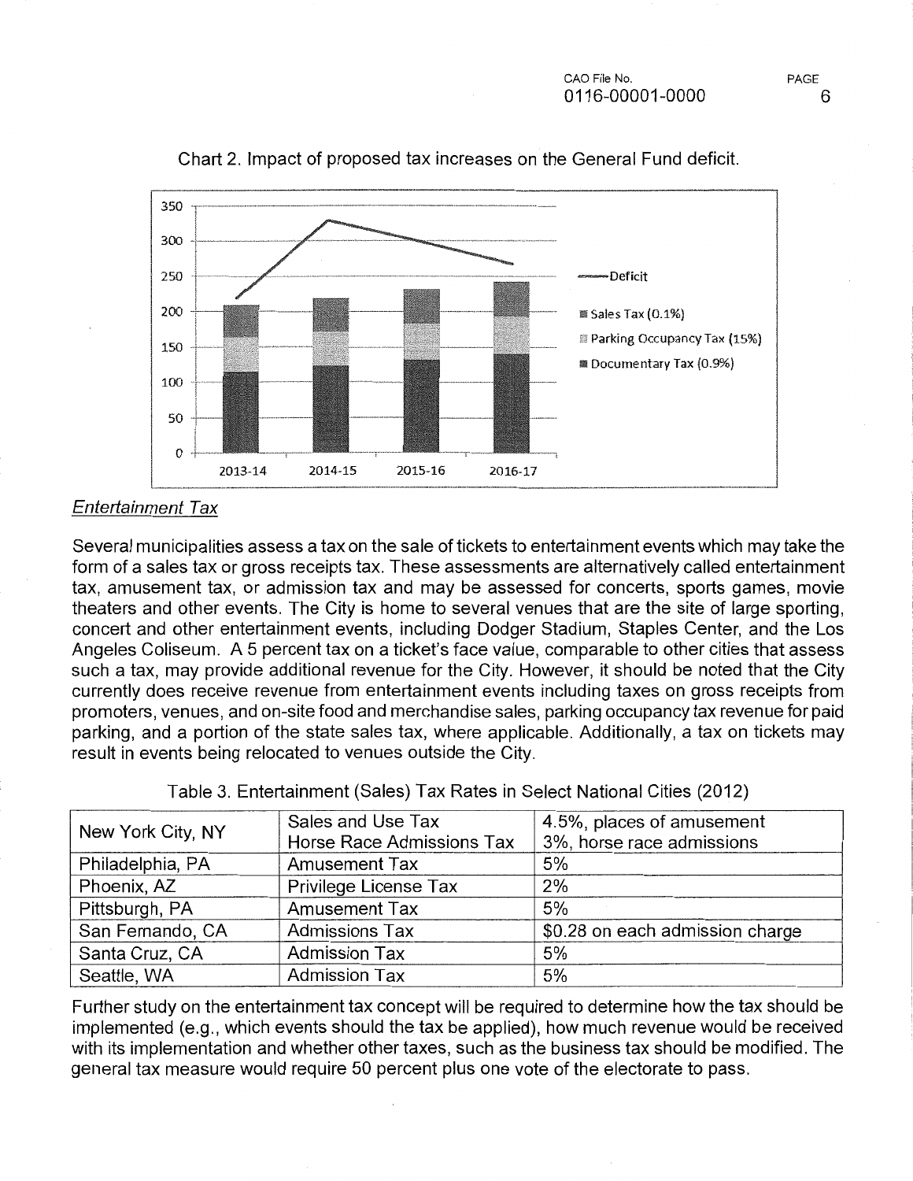Chart 2. Impact of proposed tax increases on the General Fund deficit.

### Entertainment Tax

Several municipalities assess a tax on the sale of tickets to entertainment events which may take the form of a sales tax or gross receipts tax. These assessments are alternatively called entertainment tax, amusement tax, or admission tax and may be assessed for concerts, sports games, movie theaters and other events. The City is home to several venues that are the site of large sporting, concert and other entertainment events, including Dodger Stadium, Staples Center, and the Los Angeles Coliseum. A 5 percent tax on a ticket's face value, comparable to other cities that assess such a tax, may provide additional revenue for the City. However, it should be noted that the City currently does receive revenue from entertainment events including taxes on gross receipts from promoters, venues, and on-site food and merchandise sales, parking occupancy tax revenue for paid parking, and a portion of the state sales tax, where applicable. Additionally, a tax on tickets may result in events being relocated to venues outside the City.

Table 3. Entertainment (Sales) Tax Rates in Select National Cities (2012)

| | | |
|---|---|---|
| New York City, NY | Sales and Use Tax<br>Horse Race Admissions Tax | 4.5%, places of amusement<br>3%, horse race admissions |
| Philadelphia, PA | Amusement Tax | 5% |
| Phoenix, AZ | Privilege License Tax | 2% |
| Pittsburgh, PA | Amusement Tax | 5% |
| San Fernando, CA | Admissions Tax | $0.28 on each admission charge |
| Santa Cruz, CA | Admission Tax | 5% |
| Seattle, WA | Admission Tax | 5% |

Further study on the entertainment tax concept will be required to determine how the tax should be implemented (e.g., which events should the tax be applied), how much revenue would be received with its implementation and whether other taxes, such as the business tax should be modified. The general tax measure would require 50 percent plus one vote of the electorate to pass.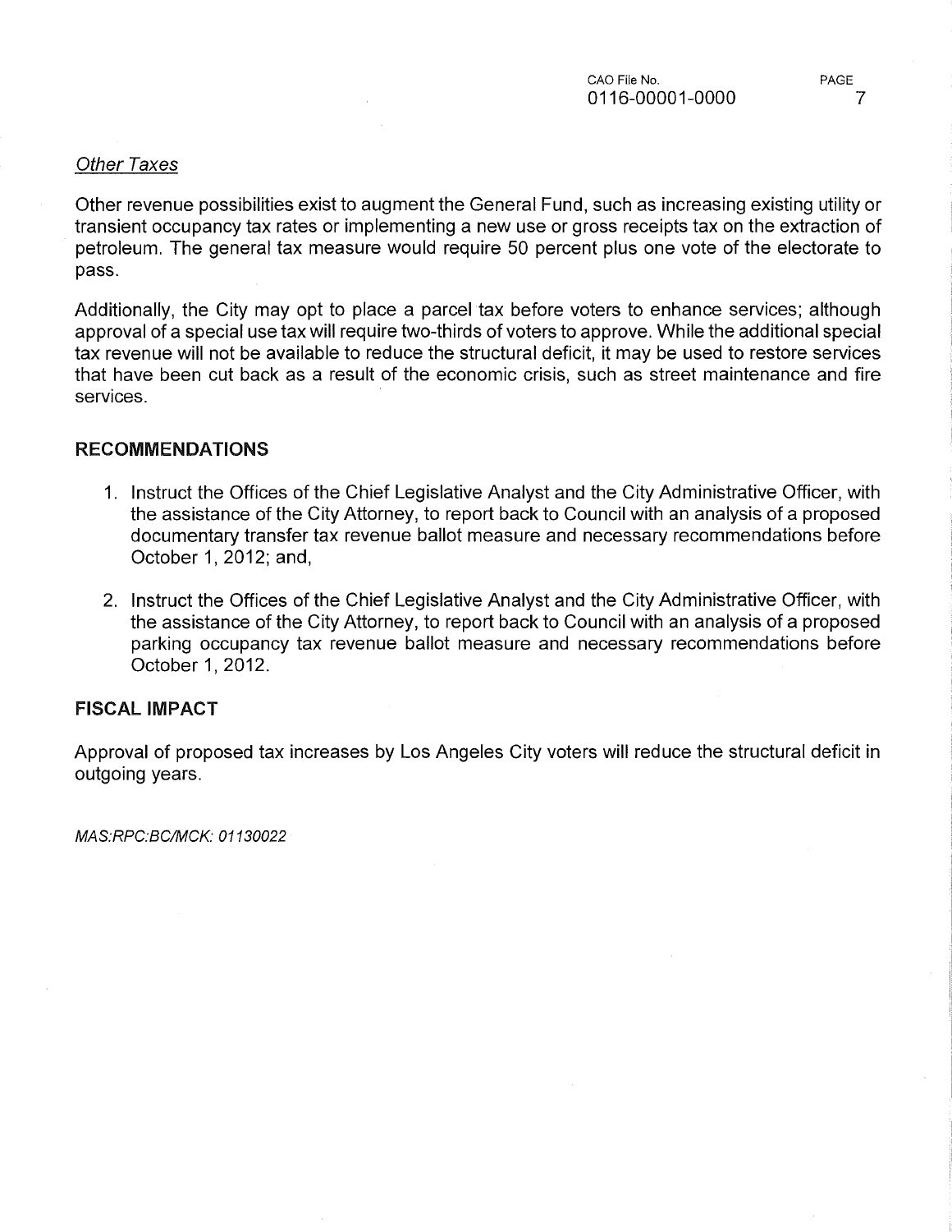*Other Taxes*

Other revenue possibilities exist to augment the General Fund, such as increasing existing utility or transient occupancy tax rates or implementing a new use or gross receipts tax on the extraction of petroleum. The general tax measure would require 50 percent plus one vote of the electorate to pass.

Additionally, the City may opt to place a parcel tax before voters to enhance services; although approval of a special use tax will require two-thirds of voters to approve. While the additional special tax revenue will not be available to reduce the structural deficit, it may be used to restore services that have been cut back as a result of the economic crisis, such as street maintenance and fire services.

## RECOMMENDATIONS

1. Instruct the Offices of the Chief Legislative Analyst and the City Administrative Officer, with the assistance of the City Attorney, to report back to Council with an analysis of a proposed documentary transfer tax revenue ballot measure and necessary recommendations before October 1, 2012; and,
2. Instruct the Offices of the Chief Legislative Analyst and the City Administrative Officer, with the assistance of the City Attorney, to report back to Council with an analysis of a proposed parking occupancy tax revenue ballot measure and necessary recommendations before October 1, 2012.

## FISCAL IMPACT

Approval of proposed tax increases by Los Angeles City voters will reduce the structural deficit in outgoing years.

*MAS:RPC:BC/MCK: 01130022*